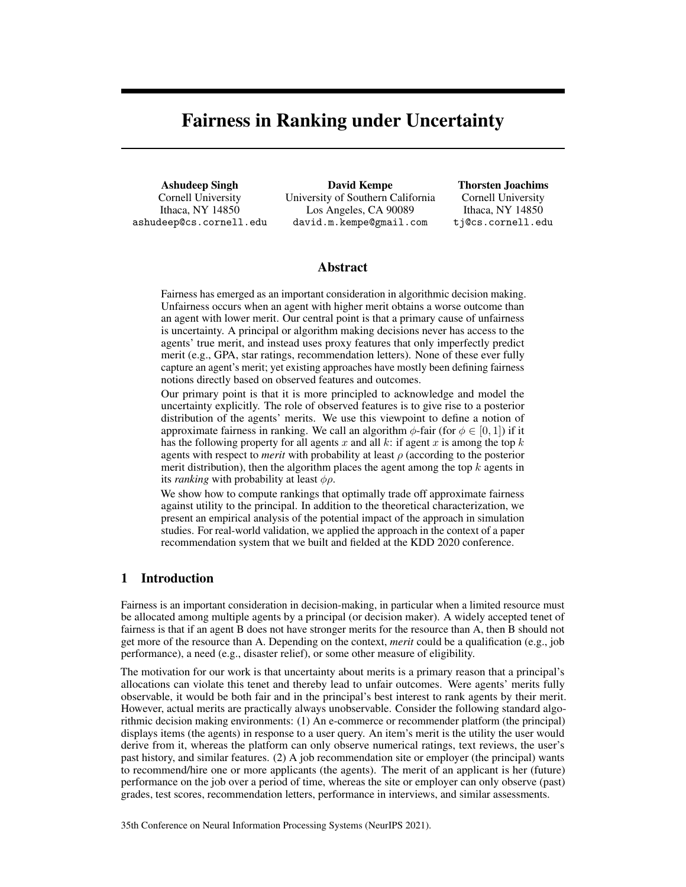# Fairness in Ranking under Uncertainty

**Ashudeep Singh**
Cornell University
Ithaca, NY 14850
ashudeep@cs.cornell.edu

**David Kempe**
University of Southern California
Los Angeles, CA 90089
david.m.kempe@gmail.com

**Thorsten Joachims**
Cornell University
Ithaca, NY 14850
tj@cs.cornell.edu

## Abstract

Fairness has emerged as an important consideration in algorithmic decision making. Unfairness occurs when an agent with higher merit obtains a worse outcome than an agent with lower merit. Our central point is that a primary cause of unfairness is uncertainty. A principal or algorithm making decisions never has access to the agents' true merit, and instead uses proxy features that only imperfectly predict merit (e.g., GPA, star ratings, recommendation letters). None of these ever fully capture an agent's merit; yet existing approaches have mostly been defining fairness notions directly based on observed features and outcomes.

Our primary point is that it is more principled to acknowledge and model the uncertainty explicitly. The role of observed features is to give rise to a posterior distribution of the agents' merits. We use this viewpoint to define a notion of approximate fairness in ranking. We call an algorithm $\phi$-fair (for $\phi \in [0, 1]$) if it has the following property for all agents $x$ and all $k$: if agent $x$ is among the top $k$ agents with respect to *merit* with probability at least $\rho$ (according to the posterior merit distribution), then the algorithm places the agent among the top $k$ agents in its *ranking* with probability at least $\phi\rho$.

We show how to compute rankings that optimally trade off approximate fairness against utility to the principal. In addition to the theoretical characterization, we present an empirical analysis of the potential impact of the approach in simulation studies. For real-world validation, we applied the approach in the context of a paper recommendation system that we built and fielded at the KDD 2020 conference.

## 1 Introduction

Fairness is an important consideration in decision-making, in particular when a limited resource must be allocated among multiple agents by a principal (or decision maker). A widely accepted tenet of fairness is that if an agent B does not have stronger merits for the resource than A, then B should not get more of the resource than A. Depending on the context, *merit* could be a qualification (e.g., job performance), a need (e.g., disaster relief), or some other measure of eligibility.

The motivation for our work is that uncertainty about merits is a primary reason that a principal's allocations can violate this tenet and thereby lead to unfair outcomes. Were agents' merits fully observable, it would be both fair and in the principal's best interest to rank agents by their merit. However, actual merits are practically always unobservable. Consider the following standard algorithmic decision making environments: (1) An e-commerce or recommender platform (the principal) displays items (the agents) in response to a user query. An item's merit is the utility the user would derive from it, whereas the platform can only observe numerical ratings, text reviews, the user's past history, and similar features. (2) A job recommendation site or employer (the principal) wants to recommend/hire one or more applicants (the agents). The merit of an applicant is her (future) performance on the job over a period of time, whereas the site or employer can only observe (past) grades, test scores, recommendation letters, performance in interviews, and similar assessments.

35th Conference on Neural Information Processing Systems (NeurIPS 2021).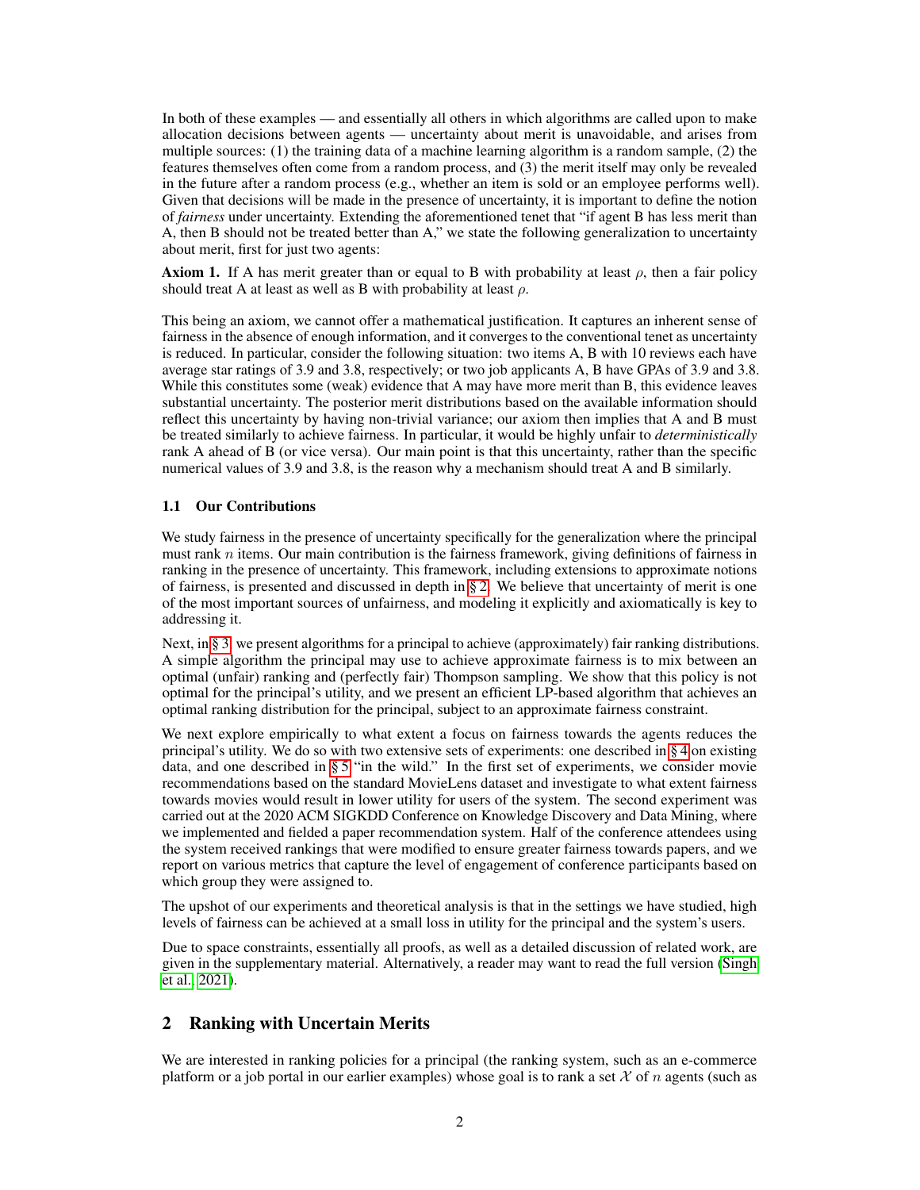In both of these examples — and essentially all others in which algorithms are called upon to make allocation decisions between agents — uncertainty about merit is unavoidable, and arises from multiple sources: (1) the training data of a machine learning algorithm is a random sample, (2) the features themselves often come from a random process, and (3) the merit itself may only be revealed in the future after a random process (e.g., whether an item is sold or an employee performs well). Given that decisions will be made in the presence of uncertainty, it is important to define the notion of *fairness* under uncertainty. Extending the aforementioned tenet that "if agent B has less merit than A, then B should not be treated better than A," we state the following generalization to uncertainty about merit, first for just two agents:

**Axiom 1.** If A has merit greater than or equal to B with probability at least $\rho$, then a fair policy should treat A at least as well as B with probability at least $\rho$.

This being an axiom, we cannot offer a mathematical justification. It captures an inherent sense of fairness in the absence of enough information, and it converges to the conventional tenet as uncertainty is reduced. In particular, consider the following situation: two items A, B with 10 reviews each have average star ratings of 3.9 and 3.8, respectively; or two job applicants A, B have GPAs of 3.9 and 3.8. While this constitutes some (weak) evidence that A may have more merit than B, this evidence leaves substantial uncertainty. The posterior merit distributions based on the available information should reflect this uncertainty by having non-trivial variance; our axiom then implies that A and B must be treated similarly to achieve fairness. In particular, it would be highly unfair to *deterministically* rank A ahead of B (or vice versa). Our main point is that this uncertainty, rather than the specific numerical values of 3.9 and 3.8, is the reason why a mechanism should treat A and B similarly.

### 1.1 Our Contributions

We study fairness in the presence of uncertainty specifically for the generalization where the principal must rank $n$ items. Our main contribution is the fairness framework, giving definitions of fairness in ranking in the presence of uncertainty. This framework, including extensions to approximate notions of fairness, is presented and discussed in depth in § 2. We believe that uncertainty of merit is one of the most important sources of unfairness, and modeling it explicitly and axiomatically is key to addressing it.

Next, in § 3, we present algorithms for a principal to achieve (approximately) fair ranking distributions. A simple algorithm the principal may use to achieve approximate fairness is to mix between an optimal (unfair) ranking and (perfectly fair) Thompson sampling. We show that this policy is not optimal for the principal's utility, and we present an efficient LP-based algorithm that achieves an optimal ranking distribution for the principal, subject to an approximate fairness constraint.

We next explore empirically to what extent a focus on fairness towards the agents reduces the principal's utility. We do so with two extensive sets of experiments: one described in § 4 on existing data, and one described in § 5 "in the wild." In the first set of experiments, we consider movie recommendations based on the standard MovieLens dataset and investigate to what extent fairness towards movies would result in lower utility for users of the system. The second experiment was carried out at the 2020 ACM SIGKDD Conference on Knowledge Discovery and Data Mining, where we implemented and fielded a paper recommendation system. Half of the conference attendees using the system received rankings that were modified to ensure greater fairness towards papers, and we report on various metrics that capture the level of engagement of conference participants based on which group they were assigned to.

The upshot of our experiments and theoretical analysis is that in the settings we have studied, high levels of fairness can be achieved at a small loss in utility for the principal and the system's users.

Due to space constraints, essentially all proofs, as well as a detailed discussion of related work, are given in the supplementary material. Alternatively, a reader may want to read the full version (Singh et al., 2021).

## 2 Ranking with Uncertain Merits

We are interested in ranking policies for a principal (the ranking system, such as an e-commerce platform or a job portal in our earlier examples) whose goal is to rank a set $\mathcal{X}$ of $n$ agents (such as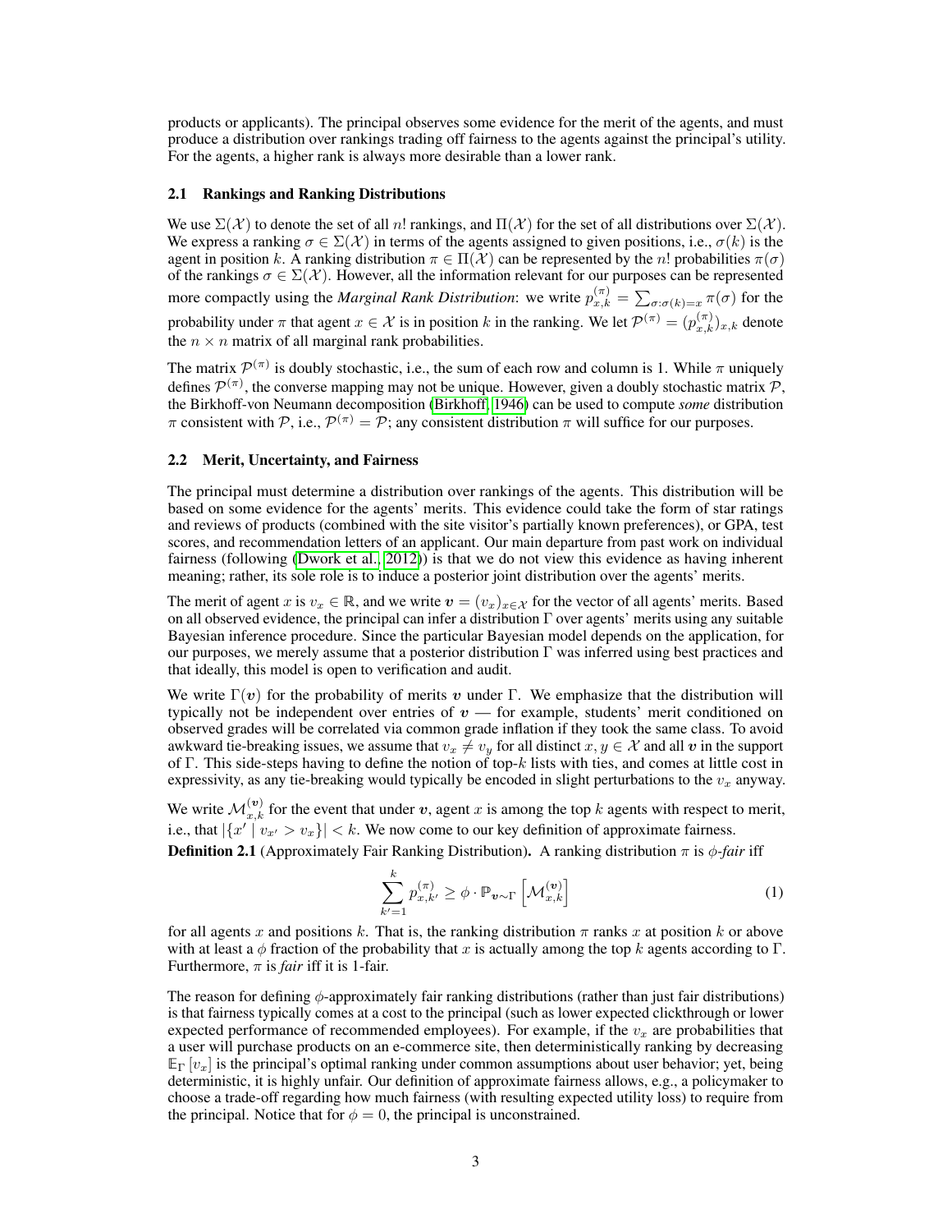products or applicants). The principal observes some evidence for the merit of the agents, and must produce a distribution over rankings trading off fairness to the agents against the principal's utility. For the agents, a higher rank is always more desirable than a lower rank.

### 2.1 Rankings and Ranking Distributions

We use $\Sigma(\mathcal{X})$ to denote the set of all $n!$ rankings, and $\Pi(\mathcal{X})$ for the set of all distributions over $\Sigma(\mathcal{X})$. We express a ranking $\sigma \in \Sigma(\mathcal{X})$ in terms of the agents assigned to given positions, i.e., $\sigma(k)$ is the agent in position $k$. A ranking distribution $\pi \in \Pi(\mathcal{X})$ can be represented by the $n!$ probabilities $\pi(\sigma)$ of the rankings $\sigma \in \Sigma(\mathcal{X})$. However, all the information relevant for our purposes can be represented more compactly using the *Marginal Rank Distribution*: we write $p_{x,k}^{(\pi)} = \sum_{\sigma:\sigma(k)=x} \pi(\sigma)$ for the probability under $\pi$ that agent $x \in \mathcal{X}$ is in position $k$ in the ranking. We let $\mathcal{P}^{(\pi)} = (p_{x,k}^{(\pi)})_{x,k}$ denote the $n \times n$ matrix of all marginal rank probabilities.

The matrix $\mathcal{P}^{(\pi)}$ is doubly stochastic, i.e., the sum of each row and column is 1. While $\pi$ uniquely defines $\mathcal{P}^{(\pi)}$, the converse mapping may not be unique. However, given a doubly stochastic matrix $\mathcal{P}$, the Birkhoff-von Neumann decomposition (Birkhoff, 1946) can be used to compute *some* distribution $\pi$ consistent with $\mathcal{P}$, i.e., $\mathcal{P}^{(\pi)} = \mathcal{P}$; any consistent distribution $\pi$ will suffice for our purposes.

### 2.2 Merit, Uncertainty, and Fairness

The principal must determine a distribution over rankings of the agents. This distribution will be based on some evidence for the agents' merits. This evidence could take the form of star ratings and reviews of products (combined with the site visitor's partially known preferences), or GPA, test scores, and recommendation letters of an applicant. Our main departure from past work on individual fairness (following (Dwork et al., 2012)) is that we do not view this evidence as having inherent meaning; rather, its sole role is to induce a posterior joint distribution over the agents' merits.

The merit of agent $x$ is $v_x \in \mathbb{R}$, and we write $\boldsymbol{v} = (v_x)_{x \in \mathcal{X}}$ for the vector of all agents' merits. Based on all observed evidence, the principal can infer a distribution $\Gamma$ over agents' merits using any suitable Bayesian inference procedure. Since the particular Bayesian model depends on the application, for our purposes, we merely assume that a posterior distribution $\Gamma$ was inferred using best practices and that ideally, this model is open to verification and audit.

We write $\Gamma(\boldsymbol{v})$ for the probability of merits $\boldsymbol{v}$ under $\Gamma$. We emphasize that the distribution will typically not be independent over entries of $\boldsymbol{v}$ — for example, students' merit conditioned on observed grades will be correlated via common grade inflation if they took the same class. To avoid awkward tie-breaking issues, we assume that $v_x \neq v_y$ for all distinct $x, y \in \mathcal{X}$ and all $\boldsymbol{v}$ in the support of $\Gamma$. This side-steps having to define the notion of top-$k$ lists with ties, and comes at little cost in expressivity, as any tie-breaking would typically be encoded in slight perturbations to the $v_x$ anyway.

We write $\mathcal{M}_{x,k}^{(\boldsymbol{v})}$ for the event that under $\boldsymbol{v}$, agent $x$ is among the top $k$ agents with respect to merit, i.e., that $|\{x' \mid v_{x'} > v_x\}| < k$. We now come to our key definition of approximate fairness.

**Definition 2.1** (Approximately Fair Ranking Distribution)**.** A ranking distribution $\pi$ is *$\phi$-fair* iff

$$\sum_{k'=1}^{k} p_{x,k'}^{(\pi)} \geq \phi \cdot \mathbb{P}_{\boldsymbol{v} \sim \Gamma}\left[\mathcal{M}_{x,k}^{(\boldsymbol{v})}\right] \tag{1}$$

for all agents $x$ and positions $k$. That is, the ranking distribution $\pi$ ranks $x$ at position $k$ or above with at least a $\phi$ fraction of the probability that $x$ is actually among the top $k$ agents according to $\Gamma$. Furthermore, $\pi$ is *fair* iff it is 1-fair.

The reason for defining $\phi$-approximately fair ranking distributions (rather than just fair distributions) is that fairness typically comes at a cost to the principal (such as lower expected clickthrough or lower expected performance of recommended employees). For example, if the $v_x$ are probabilities that a user will purchase products on an e-commerce site, then deterministically ranking by decreasing $\mathbb{E}_\Gamma[v_x]$ is the principal's optimal ranking under common assumptions about user behavior; yet, being deterministic, it is highly unfair. Our definition of approximate fairness allows, e.g., a policymaker to choose a trade-off regarding how much fairness (with resulting expected utility loss) to require from the principal. Notice that for $\phi = 0$, the principal is unconstrained.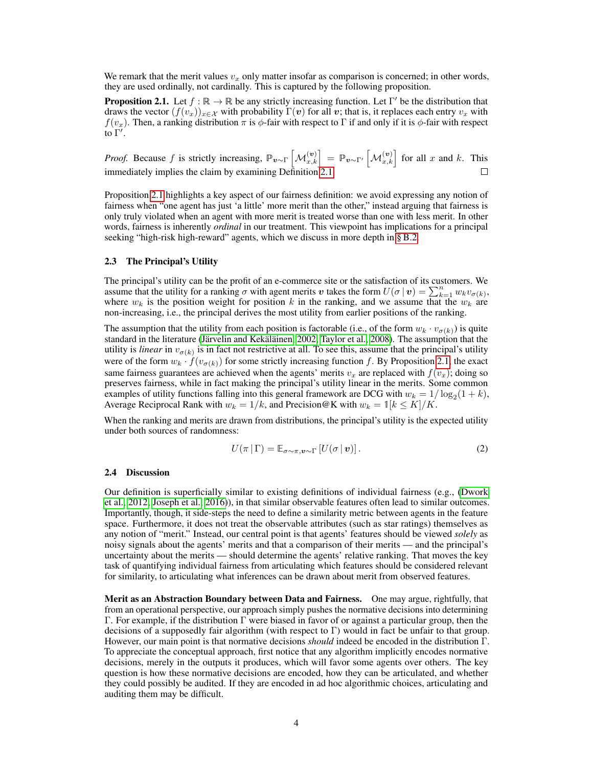We remark that the merit values $v_x$ only matter insofar as comparison is concerned; in other words, they are used ordinally, not cardinally. This is captured by the following proposition.

**Proposition 2.1.** Let $f : \mathbb{R} \to \mathbb{R}$ be any strictly increasing function. Let $\Gamma'$ be the distribution that draws the vector $(f(v_x))_{x \in \mathcal{X}}$ with probability $\Gamma(\boldsymbol{v})$ for all $\boldsymbol{v}$; that is, it replaces each entry $v_x$ with $f(v_x)$. Then, a ranking distribution $\pi$ is $\phi$-fair with respect to $\Gamma$ if and only if it is $\phi$-fair with respect to $\Gamma'$.

*Proof.* Because $f$ is strictly increasing, $\mathbb{P}_{\boldsymbol{v} \sim \Gamma}\left[\mathcal{M}_{x,k}^{(\boldsymbol{v})}\right] = \mathbb{P}_{\boldsymbol{v} \sim \Gamma'}\left[\mathcal{M}_{x,k}^{(\boldsymbol{v})}\right]$ for all $x$ and $k$. This immediately implies the claim by examining Definition 2.1. □

Proposition 2.1 highlights a key aspect of our fairness definition: we avoid expressing any notion of fairness when "one agent has just 'a little' more merit than the other," instead arguing that fairness is only truly violated when an agent with more merit is treated worse than one with less merit. In other words, fairness is inherently *ordinal* in our treatment. This viewpoint has implications for a principal seeking "high-risk high-reward" agents, which we discuss in more depth in § B.2.

### 2.3 The Principal's Utility

The principal's utility can be the profit of an e-commerce site or the satisfaction of its customers. We assume that the utility for a ranking $\sigma$ with agent merits $\boldsymbol{v}$ takes the form $U(\sigma \mid \boldsymbol{v}) = \sum_{k=1}^{n} w_k v_{\sigma(k)}$, where $w_k$ is the position weight for position $k$ in the ranking, and we assume that the $w_k$ are non-increasing, i.e., the principal derives the most utility from earlier positions of the ranking.

The assumption that the utility from each position is factorable (i.e., of the form $w_k \cdot v_{\sigma(k)}$) is quite standard in the literature (Järvelin and Kekäläinen, 2002; Taylor et al., 2008). The assumption that the utility is *linear* in $v_{\sigma(k)}$ is in fact not restrictive at all. To see this, assume that the principal's utility were of the form $w_k \cdot f(v_{\sigma(k)})$ for some strictly increasing function $f$. By Proposition 2.1, the exact same fairness guarantees are achieved when the agents' merits $v_x$ are replaced with $f(v_x)$; doing so preserves fairness, while in fact making the principal's utility linear in the merits. Some common examples of utility functions falling into this general framework are DCG with $w_k = 1/\log_2(1 + k)$, Average Reciprocal Rank with $w_k = 1/k$, and Precision@K with $w_k = \mathbb{1}[k \leq K]/K$.

When the ranking and merits are drawn from distributions, the principal's utility is the expected utility under both sources of randomness:

$$U(\pi \mid \Gamma) = \mathbb{E}_{\sigma \sim \pi, \boldsymbol{v} \sim \Gamma}\left[U(\sigma \mid \boldsymbol{v})\right]. \tag{2}$$

### 2.4 Discussion

Our definition is superficially similar to existing definitions of individual fairness (e.g., (Dwork et al., 2012; Joseph et al., 2016)), in that similar observable features often lead to similar outcomes. Importantly, though, it side-steps the need to define a similarity metric between agents in the feature space. Furthermore, it does not treat the observable attributes (such as star ratings) themselves as any notion of "merit." Instead, our central point is that agents' features should be viewed *solely* as noisy signals about the agents' merits and that a comparison of their merits — and the principal's uncertainty about the merits — should determine the agents' relative ranking. That moves the key task of quantifying individual fairness from articulating which features should be considered relevant for similarity, to articulating what inferences can be drawn about merit from observed features.

**Merit as an Abstraction Boundary between Data and Fairness.** One may argue, rightfully, that from an operational perspective, our approach simply pushes the normative decisions into determining $\Gamma$. For example, if the distribution $\Gamma$ were biased in favor of or against a particular group, then the decisions of a supposedly fair algorithm (with respect to $\Gamma$) would in fact be unfair to that group. However, our main point is that normative decisions *should* indeed be encoded in the distribution $\Gamma$. To appreciate the conceptual approach, first notice that any algorithm implicitly encodes normative decisions, merely in the outputs it produces, which will favor some agents over others. The key question is how these normative decisions are encoded, how they can be articulated, and whether they could possibly be audited. If they are encoded in ad hoc algorithmic choices, articulating and auditing them may be difficult.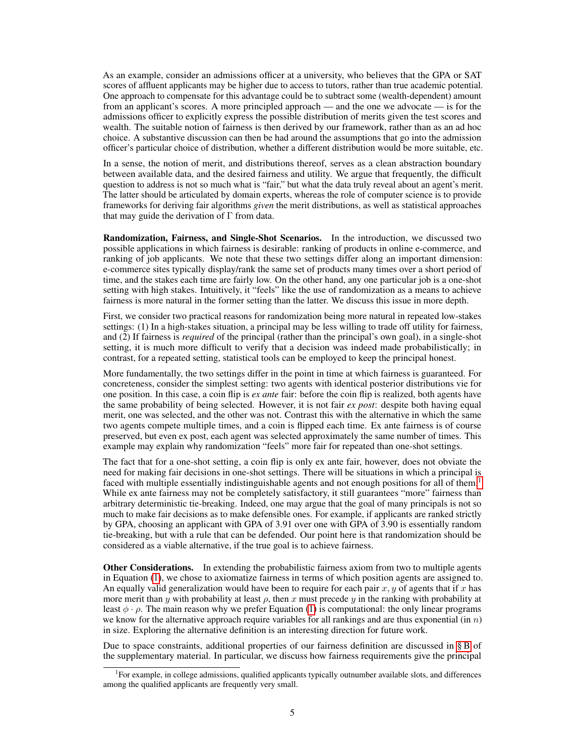As an example, consider an admissions officer at a university, who believes that the GPA or SAT scores of affluent applicants may be higher due to access to tutors, rather than true academic potential. One approach to compensate for this advantage could be to subtract some (wealth-dependent) amount from an applicant's scores. A more principled approach — and the one we advocate — is for the admissions officer to explicitly express the possible distribution of merits given the test scores and wealth. The suitable notion of fairness is then derived by our framework, rather than as an ad hoc choice. A substantive discussion can then be had around the assumptions that go into the admission officer's particular choice of distribution, whether a different distribution would be more suitable, etc.

In a sense, the notion of merit, and distributions thereof, serves as a clean abstraction boundary between available data, and the desired fairness and utility. We argue that frequently, the difficult question to address is not so much what is "fair," but what the data truly reveal about an agent's merit. The latter should be articulated by domain experts, whereas the role of computer science is to provide frameworks for deriving fair algorithms *given* the merit distributions, as well as statistical approaches that may guide the derivation of $\Gamma$ from data.

**Randomization, Fairness, and Single-Shot Scenarios.** In the introduction, we discussed two possible applications in which fairness is desirable: ranking of products in online e-commerce, and ranking of job applicants. We note that these two settings differ along an important dimension: e-commerce sites typically display/rank the same set of products many times over a short period of time, and the stakes each time are fairly low. On the other hand, any one particular job is a one-shot setting with high stakes. Intuitively, it "feels" like the use of randomization as a means to achieve fairness is more natural in the former setting than the latter. We discuss this issue in more depth.

First, we consider two practical reasons for randomization being more natural in repeated low-stakes settings: (1) In a high-stakes situation, a principal may be less willing to trade off utility for fairness, and (2) If fairness is *required* of the principal (rather than the principal's own goal), in a single-shot setting, it is much more difficult to verify that a decision was indeed made probabilistically; in contrast, for a repeated setting, statistical tools can be employed to keep the principal honest.

More fundamentally, the two settings differ in the point in time at which fairness is guaranteed. For concreteness, consider the simplest setting: two agents with identical posterior distributions vie for one position. In this case, a coin flip is *ex ante* fair: before the coin flip is realized, both agents have the same probability of being selected. However, it is not fair *ex post*: despite both having equal merit, one was selected, and the other was not. Contrast this with the alternative in which the same two agents compete multiple times, and a coin is flipped each time. Ex ante fairness is of course preserved, but even ex post, each agent was selected approximately the same number of times. This example may explain why randomization "feels" more fair for repeated than one-shot settings.

The fact that for a one-shot setting, a coin flip is only ex ante fair, however, does not obviate the need for making fair decisions in one-shot settings. There will be situations in which a principal is faced with multiple essentially indistinguishable agents and not enough positions for all of them.[1] While ex ante fairness may not be completely satisfactory, it still guarantees "more" fairness than arbitrary deterministic tie-breaking. Indeed, one may argue that the goal of many principals is not so much to make fair decisions as to make defensible ones. For example, if applicants are ranked strictly by GPA, choosing an applicant with GPA of 3.91 over one with GPA of 3.90 is essentially random tie-breaking, but with a rule that can be defended. Our point here is that randomization should be considered as a viable alternative, if the true goal is to achieve fairness.

**Other Considerations.** In extending the probabilistic fairness axiom from two to multiple agents in Equation (1), we chose to axiomatize fairness in terms of which position agents are assigned to. An equally valid generalization would have been to require for each pair $x, y$ of agents that if $x$ has more merit than $y$ with probability at least $\rho$, then $x$ must precede $y$ in the ranking with probability at least $\phi \cdot \rho$. The main reason why we prefer Equation (1) is computational: the only linear programs we know for the alternative approach require variables for all rankings and are thus exponential (in $n$) in size. Exploring the alternative definition is an interesting direction for future work.

Due to space constraints, additional properties of our fairness definition are discussed in § B of the supplementary material. In particular, we discuss how fairness requirements give the principal

[1] For example, in college admissions, qualified applicants typically outnumber available slots, and differences among the qualified applicants are frequently very small.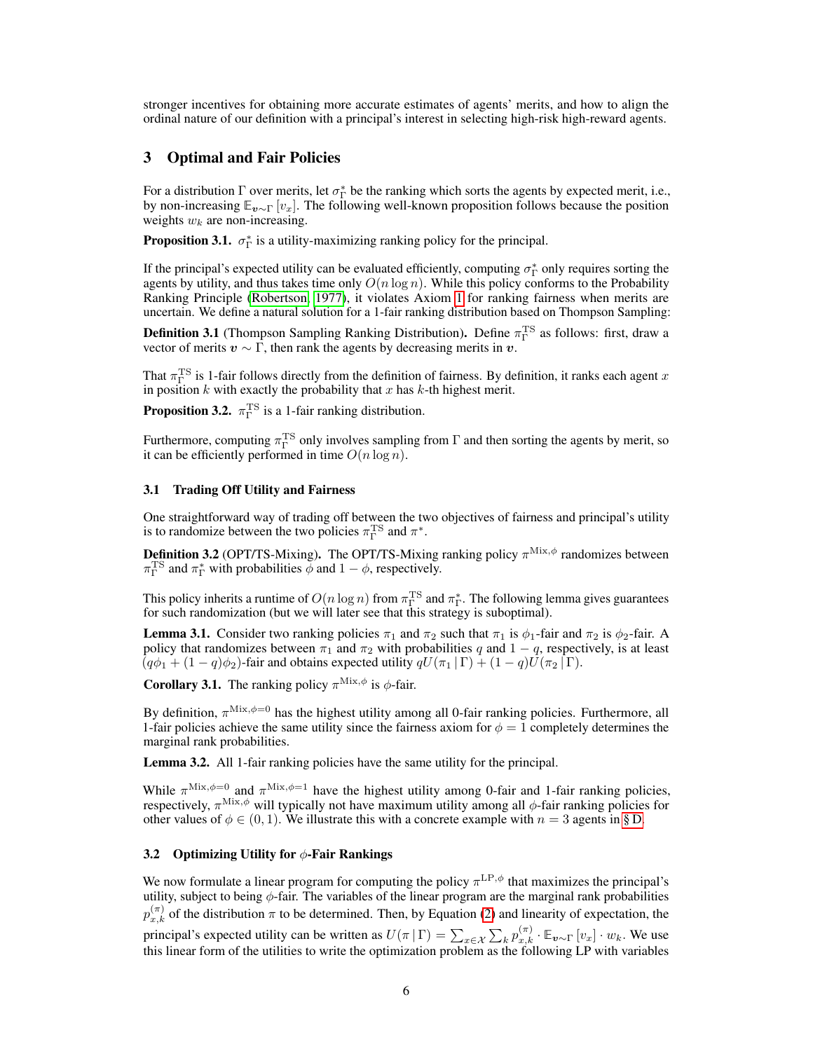stronger incentives for obtaining more accurate estimates of agents' merits, and how to align the ordinal nature of our definition with a principal's interest in selecting high-risk high-reward agents.

## 3 Optimal and Fair Policies

For a distribution $\Gamma$ over merits, let $\sigma^*_\Gamma$ be the ranking which sorts the agents by expected merit, i.e., by non-increasing $\mathbb{E}_{\boldsymbol{v}\sim\Gamma}[v_x]$. The following well-known proposition follows because the position weights $w_k$ are non-increasing.

**Proposition 3.1.** $\sigma^*_\Gamma$ is a utility-maximizing ranking policy for the principal.

If the principal's expected utility can be evaluated efficiently, computing $\sigma^*_\Gamma$ only requires sorting the agents by utility, and thus takes time only $O(n \log n)$. While this policy conforms to the Probability Ranking Principle (Robertson, 1977), it violates Axiom 1 for ranking fairness when merits are uncertain. We define a natural solution for a 1-fair ranking distribution based on Thompson Sampling:

**Definition 3.1** (Thompson Sampling Ranking Distribution). Define $\pi^{\text{TS}}_\Gamma$ as follows: first, draw a vector of merits $\boldsymbol{v} \sim \Gamma$, then rank the agents by decreasing merits in $\boldsymbol{v}$.

That $\pi^{\text{TS}}_\Gamma$ is 1-fair follows directly from the definition of fairness. By definition, it ranks each agent $x$ in position $k$ with exactly the probability that $x$ has $k$-th highest merit.

**Proposition 3.2.** $\pi^{\text{TS}}_\Gamma$ is a 1-fair ranking distribution.

Furthermore, computing $\pi^{\text{TS}}_\Gamma$ only involves sampling from $\Gamma$ and then sorting the agents by merit, so it can be efficiently performed in time $O(n \log n)$.

### 3.1 Trading Off Utility and Fairness

One straightforward way of trading off between the two objectives of fairness and principal's utility is to randomize between the two policies $\pi^{\text{TS}}_\Gamma$ and $\pi^*$.

**Definition 3.2** (OPT/TS-Mixing). The OPT/TS-Mixing ranking policy $\pi^{\text{Mix},\phi}$ randomizes between $\pi^{\text{TS}}_\Gamma$ and $\pi^*_\Gamma$ with probabilities $\phi$ and $1-\phi$, respectively.

This policy inherits a runtime of $O(n \log n)$ from $\pi^{\text{TS}}_\Gamma$ and $\pi^*_\Gamma$. The following lemma gives guarantees for such randomization (but we will later see that this strategy is suboptimal).

**Lemma 3.1.** Consider two ranking policies $\pi_1$ and $\pi_2$ such that $\pi_1$ is $\phi_1$-fair and $\pi_2$ is $\phi_2$-fair. A policy that randomizes between $\pi_1$ and $\pi_2$ with probabilities $q$ and $1-q$, respectively, is at least $(q\phi_1 + (1-q)\phi_2)$-fair and obtains expected utility $qU(\pi_1 \mid \Gamma) + (1-q)U(\pi_2 \mid \Gamma)$.

**Corollary 3.1.** The ranking policy $\pi^{\text{Mix},\phi}$ is $\phi$-fair.

By definition, $\pi^{\text{Mix},\phi=0}$ has the highest utility among all 0-fair ranking policies. Furthermore, all 1-fair policies achieve the same utility since the fairness axiom for $\phi = 1$ completely determines the marginal rank probabilities.

**Lemma 3.2.** All 1-fair ranking policies have the same utility for the principal.

While $\pi^{\text{Mix},\phi=0}$ and $\pi^{\text{Mix},\phi=1}$ have the highest utility among 0-fair and 1-fair ranking policies, respectively, $\pi^{\text{Mix},\phi}$ will typically not have maximum utility among all $\phi$-fair ranking policies for other values of $\phi \in (0,1)$. We illustrate this with a concrete example with $n = 3$ agents in § D.

### 3.2 Optimizing Utility for $\phi$-Fair Rankings

We now formulate a linear program for computing the policy $\pi^{\text{LP},\phi}$ that maximizes the principal's utility, subject to being $\phi$-fair. The variables of the linear program are the marginal rank probabilities $p^{(\pi)}_{x,k}$ of the distribution $\pi$ to be determined. Then, by Equation (2) and linearity of expectation, the principal's expected utility can be written as $U(\pi \mid \Gamma) = \sum_{x\in\mathcal{X}} \sum_k p^{(\pi)}_{x,k} \cdot \mathbb{E}_{\boldsymbol{v}\sim\Gamma}[v_x] \cdot w_k$. We use this linear form of the utilities to write the optimization problem as the following LP with variables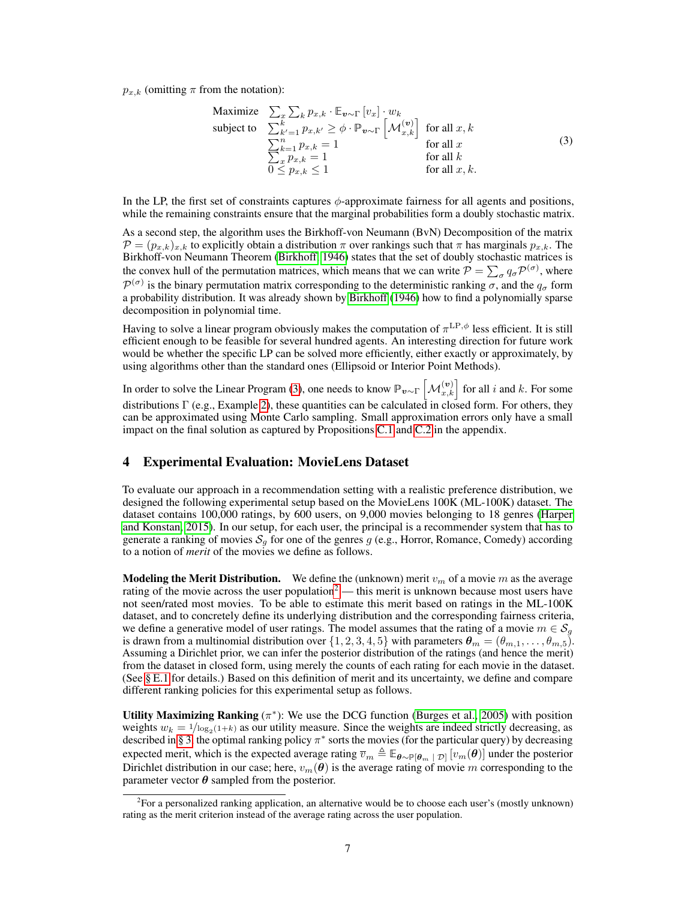$p_{x,k}$ (omitting $\pi$ from the notation):

$$
\begin{array}{lll}
\text{Maximize} & \sum_x \sum_k p_{x,k} \cdot \mathbb{E}_{\boldsymbol{v} \sim \Gamma}[v_x] \cdot w_k & \\
\text{subject to} & \sum_{k'=1}^{k} p_{x,k'} \geq \phi \cdot \mathbb{P}_{\boldsymbol{v} \sim \Gamma}\left[\mathcal{M}_{x,k}^{(\boldsymbol{v})}\right] & \text{for all } x, k \\
& \sum_{k=1}^{n} p_{x,k} = 1 & \text{for all } x \\
& \sum_x p_{x,k} = 1 & \text{for all } k \\
& 0 \leq p_{x,k} \leq 1 & \text{for all } x, k.
\end{array}
\tag{3}
$$

In the LP, the first set of constraints captures $\phi$-approximate fairness for all agents and positions, while the remaining constraints ensure that the marginal probabilities form a doubly stochastic matrix.

As a second step, the algorithm uses the Birkhoff-von Neumann (BvN) Decomposition of the matrix $\mathcal{P} = (p_{x,k})_{x,k}$ to explicitly obtain a distribution $\pi$ over rankings such that $\pi$ has marginals $p_{x,k}$. The Birkhoff-von Neumann Theorem (Birkhoff, 1946) states that the set of doubly stochastic matrices is the convex hull of the permutation matrices, which means that we can write $\mathcal{P} = \sum_\sigma q_\sigma \mathcal{P}^{(\sigma)}$, where $\mathcal{P}^{(\sigma)}$ is the binary permutation matrix corresponding to the deterministic ranking $\sigma$, and the $q_\sigma$ form a probability distribution. It was already shown by Birkhoff (1946) how to find a polynomially sparse decomposition in polynomial time.

Having to solve a linear program obviously makes the computation of $\pi^{\text{LP},\phi}$ less efficient. It is still efficient enough to be feasible for several hundred agents. An interesting direction for future work would be whether the specific LP can be solved more efficiently, either exactly or approximately, by using algorithms other than the standard ones (Ellipsoid or Interior Point Methods).

In order to solve the Linear Program (3), one needs to know $\mathbb{P}_{\boldsymbol{v} \sim \Gamma}\left[\mathcal{M}_{x,k}^{(\boldsymbol{v})}\right]$ for all $i$ and $k$. For some distributions $\Gamma$ (e.g., Example 2), these quantities can be calculated in closed form. For others, they can be approximated using Monte Carlo sampling. Small approximation errors only have a small impact on the final solution as captured by Propositions C.1 and C.2 in the appendix.

## 4 Experimental Evaluation: MovieLens Dataset

To evaluate our approach in a recommendation setting with a realistic preference distribution, we designed the following experimental setup based on the MovieLens 100K (ML-100K) dataset. The dataset contains 100,000 ratings, by 600 users, on 9,000 movies belonging to 18 genres (Harper and Konstan, 2015). In our setup, for each user, the principal is a recommender system that has to generate a ranking of movies $\mathcal{S}_g$ for one of the genres $g$ (e.g., Horror, Romance, Comedy) according to a notion of *merit* of the movies we define as follows.

**Modeling the Merit Distribution.** We define the (unknown) merit $v_m$ of a movie $m$ as the average rating of the movie across the user population[2] — this merit is unknown because most users have not seen/rated most movies. To be able to estimate this merit based on ratings in the ML-100K dataset, and to concretely define its underlying distribution and the corresponding fairness criteria, we define a generative model of user ratings. The model assumes that the rating of a movie $m \in \mathcal{S}_g$ is drawn from a multinomial distribution over $\{1, 2, 3, 4, 5\}$ with parameters $\boldsymbol{\theta}_m = (\theta_{m,1}, \ldots, \theta_{m,5})$. Assuming a Dirichlet prior, we can infer the posterior distribution of the ratings (and hence the merit) from the dataset in closed form, using merely the counts of each rating for each movie in the dataset. (See § E.1 for details.) Based on this definition of merit and its uncertainty, we define and compare different ranking policies for this experimental setup as follows.

**Utility Maximizing Ranking** ($\pi^*$): We use the DCG function (Burges et al., 2005) with position weights $w_k = 1/\log_2(1+k)$ as our utility measure. Since the weights are indeed strictly decreasing, as described in § 3, the optimal ranking policy $\pi^*$ sorts the movies (for the particular query) by decreasing expected merit, which is the expected average rating $\overline{v}_m \triangleq \mathbb{E}_{\boldsymbol{\theta} \sim \mathbb{P}[\boldsymbol{\theta}_m \mid \mathcal{D}]}[v_m(\boldsymbol{\theta})]$ under the posterior Dirichlet distribution in our case; here, $v_m(\boldsymbol{\theta})$ is the average rating of movie $m$ corresponding to the parameter vector $\boldsymbol{\theta}$ sampled from the posterior.

[2] For a personalized ranking application, an alternative would be to choose each user's (mostly unknown) rating as the merit criterion instead of the average rating across the user population.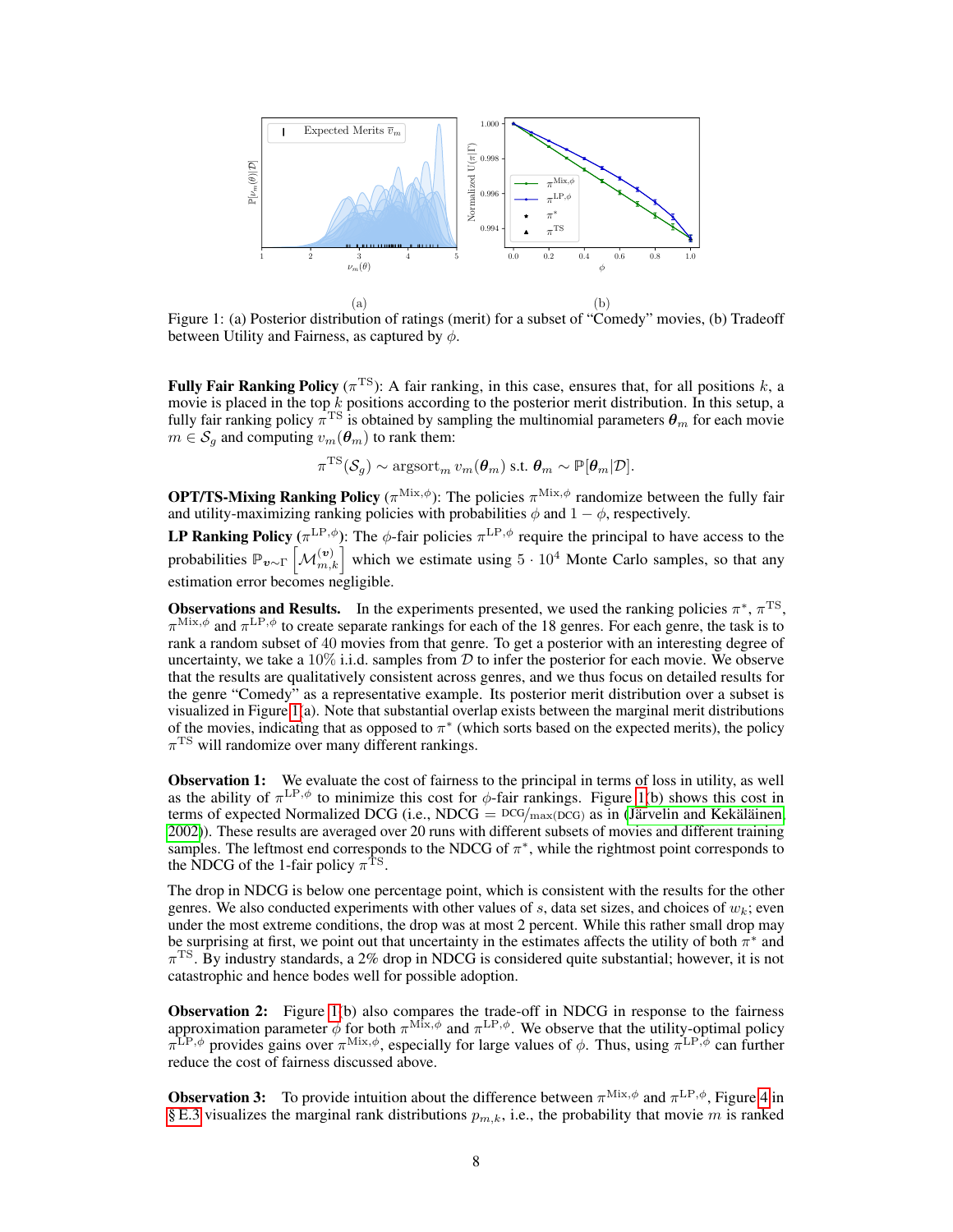(a) (b)

Figure 1: (a) Posterior distribution of ratings (merit) for a subset of "Comedy" movies, (b) Tradeoff between Utility and Fairness, as captured by $\phi$.

**Fully Fair Ranking Policy** ($\pi^{\text{TS}}$): A fair ranking, in this case, ensures that, for all positions $k$, a movie is placed in the top $k$ positions according to the posterior merit distribution. In this setup, a fully fair ranking policy $\pi^{\text{TS}}$ is obtained by sampling the multinomial parameters $\boldsymbol{\theta}_m$ for each movie $m \in \mathcal{S}_g$ and computing $v_m(\boldsymbol{\theta}_m)$ to rank them:

$$\pi^{\text{TS}}(\mathcal{S}_g) \sim \text{argsort}_m \, v_m(\boldsymbol{\theta}_m) \text{ s.t. } \boldsymbol{\theta}_m \sim \mathbb{P}[\boldsymbol{\theta}_m|\mathcal{D}].$$

**OPT/TS-Mixing Ranking Policy** ($\pi^{\text{Mix},\phi}$): The policies $\pi^{\text{Mix},\phi}$ randomize between the fully fair and utility-maximizing ranking policies with probabilities $\phi$ and $1-\phi$, respectively.

**LP Ranking Policy** ($\pi^{\text{LP},\phi}$): The $\phi$-fair policies $\pi^{\text{LP},\phi}$ require the principal to have access to the probabilities $\mathbb{P}_{\boldsymbol{v}\sim\Gamma}\left[\mathcal{M}_{m,k}^{(\boldsymbol{v})}\right]$ which we estimate using $5 \cdot 10^4$ Monte Carlo samples, so that any estimation error becomes negligible.

**Observations and Results.** In the experiments presented, we used the ranking policies $\pi^*$, $\pi^{\text{TS}}$, $\pi^{\text{Mix},\phi}$ and $\pi^{\text{LP},\phi}$ to create separate rankings for each of the 18 genres. For each genre, the task is to rank a random subset of 40 movies from that genre. To get a posterior with an interesting degree of uncertainty, we take a 10% i.i.d. samples from $\mathcal{D}$ to infer the posterior for each movie. We observe that the results are qualitatively consistent across genres, and we thus focus on detailed results for the genre "Comedy" as a representative example. Its posterior merit distribution over a subset is visualized in Figure 1(a). Note that substantial overlap exists between the marginal merit distributions of the movies, indicating that as opposed to $\pi^*$ (which sorts based on the expected merits), the policy $\pi^{\text{TS}}$ will randomize over many different rankings.

**Observation 1:** We evaluate the cost of fairness to the principal in terms of loss in utility, as well as the ability of $\pi^{\text{LP},\phi}$ to minimize this cost for $\phi$-fair rankings. Figure 1(b) shows this cost in terms of expected Normalized DCG (i.e., NDCG $= \text{DCG}/\max(\text{DCG})$ as in (Järvelin and Kekäläinen, 2002)). These results are averaged over 20 runs with different subsets of movies and different training samples. The leftmost end corresponds to the NDCG of $\pi^*$, while the rightmost point corresponds to the NDCG of the 1-fair policy $\pi^{\text{TS}}$.

The drop in NDCG is below one percentage point, which is consistent with the results for the other genres. We also conducted experiments with other values of $s$, data set sizes, and choices of $w_k$; even under the most extreme conditions, the drop was at most 2 percent. While this rather small drop may be surprising at first, we point out that uncertainty in the estimates affects the utility of both $\pi^*$ and $\pi^{\text{TS}}$. By industry standards, a 2% drop in NDCG is considered quite substantial; however, it is not catastrophic and hence bodes well for possible adoption.

**Observation 2:** Figure 1(b) also compares the trade-off in NDCG in response to the fairness approximation parameter $\phi$ for both $\pi^{\text{Mix},\phi}$ and $\pi^{\text{LP},\phi}$. We observe that the utility-optimal policy $\pi^{\text{LP},\phi}$ provides gains over $\pi^{\text{Mix},\phi}$, especially for large values of $\phi$. Thus, using $\pi^{\text{LP},\phi}$ can further reduce the cost of fairness discussed above.

**Observation 3:** To provide intuition about the difference between $\pi^{\text{Mix},\phi}$ and $\pi^{\text{LP},\phi}$, Figure 4 in § E.3 visualizes the marginal rank distributions $p_{m,k}$, i.e., the probability that movie $m$ is ranked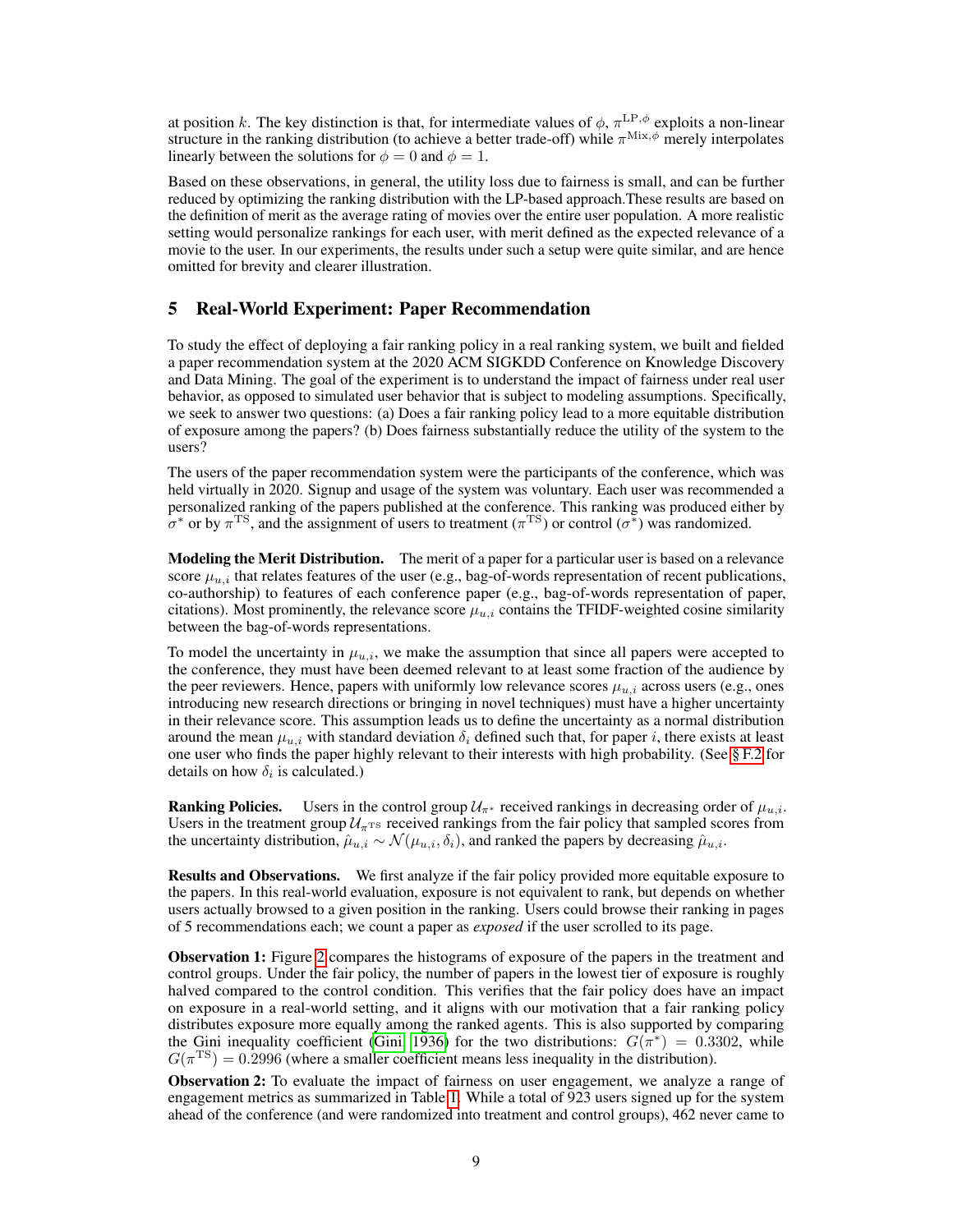at position $k$. The key distinction is that, for intermediate values of $\phi$, $\pi^{\text{LP},\phi}$ exploits a non-linear structure in the ranking distribution (to achieve a better trade-off) while $\pi^{\text{Mix},\phi}$ merely interpolates linearly between the solutions for $\phi = 0$ and $\phi = 1$.

Based on these observations, in general, the utility loss due to fairness is small, and can be further reduced by optimizing the ranking distribution with the LP-based approach.These results are based on the definition of merit as the average rating of movies over the entire user population. A more realistic setting would personalize rankings for each user, with merit defined as the expected relevance of a movie to the user. In our experiments, the results under such a setup were quite similar, and are hence omitted for brevity and clearer illustration.

## 5 Real-World Experiment: Paper Recommendation

To study the effect of deploying a fair ranking policy in a real ranking system, we built and fielded a paper recommendation system at the 2020 ACM SIGKDD Conference on Knowledge Discovery and Data Mining. The goal of the experiment is to understand the impact of fairness under real user behavior, as opposed to simulated user behavior that is subject to modeling assumptions. Specifically, we seek to answer two questions: (a) Does a fair ranking policy lead to a more equitable distribution of exposure among the papers? (b) Does fairness substantially reduce the utility of the system to the users?

The users of the paper recommendation system were the participants of the conference, which was held virtually in 2020. Signup and usage of the system was voluntary. Each user was recommended a personalized ranking of the papers published at the conference. This ranking was produced either by $\sigma^*$ or by $\pi^{\text{TS}}$, and the assignment of users to treatment ($\pi^{\text{TS}}$) or control ($\sigma^*$) was randomized.

**Modeling the Merit Distribution.** The merit of a paper for a particular user is based on a relevance score $\mu_{u,i}$ that relates features of the user (e.g., bag-of-words representation of recent publications, co-authorship) to features of each conference paper (e.g., bag-of-words representation of paper, citations). Most prominently, the relevance score $\mu_{u,i}$ contains the TFIDF-weighted cosine similarity between the bag-of-words representations.

To model the uncertainty in $\mu_{u,i}$, we make the assumption that since all papers were accepted to the conference, they must have been deemed relevant to at least some fraction of the audience by the peer reviewers. Hence, papers with uniformly low relevance scores $\mu_{u,i}$ across users (e.g., ones introducing new research directions or bringing in novel techniques) must have a higher uncertainty in their relevance score. This assumption leads us to define the uncertainty as a normal distribution around the mean $\mu_{u,i}$ with standard deviation $\delta_i$ defined such that, for paper $i$, there exists at least one user who finds the paper highly relevant to their interests with high probability. (See § F.2 for details on how $\delta_i$ is calculated.)

**Ranking Policies.** Users in the control group $\mathcal{U}_{\pi^*}$ received rankings in decreasing order of $\mu_{u,i}$. Users in the treatment group $\mathcal{U}_{\pi^{\text{TS}}}$ received rankings from the fair policy that sampled scores from the uncertainty distribution, $\hat{\mu}_{u,i} \sim \mathcal{N}(\mu_{u,i}, \delta_i)$, and ranked the papers by decreasing $\hat{\mu}_{u,i}$.

**Results and Observations.** We first analyze if the fair policy provided more equitable exposure to the papers. In this real-world evaluation, exposure is not equivalent to rank, but depends on whether users actually browsed to a given position in the ranking. Users could browse their ranking in pages of 5 recommendations each; we count a paper as *exposed* if the user scrolled to its page.

**Observation 1:** Figure 2 compares the histograms of exposure of the papers in the treatment and control groups. Under the fair policy, the number of papers in the lowest tier of exposure is roughly halved compared to the control condition. This verifies that the fair policy does have an impact on exposure in a real-world setting, and it aligns with our motivation that a fair ranking policy distributes exposure more equally among the ranked agents. This is also supported by comparing the Gini inequality coefficient (Gini, 1936) for the two distributions: $G(\pi^*) = 0.3302$, while $G(\pi^{\text{TS}}) = 0.2996$ (where a smaller coefficient means less inequality in the distribution).

**Observation 2:** To evaluate the impact of fairness on user engagement, we analyze a range of engagement metrics as summarized in Table 1. While a total of 923 users signed up for the system ahead of the conference (and were randomized into treatment and control groups), 462 never came to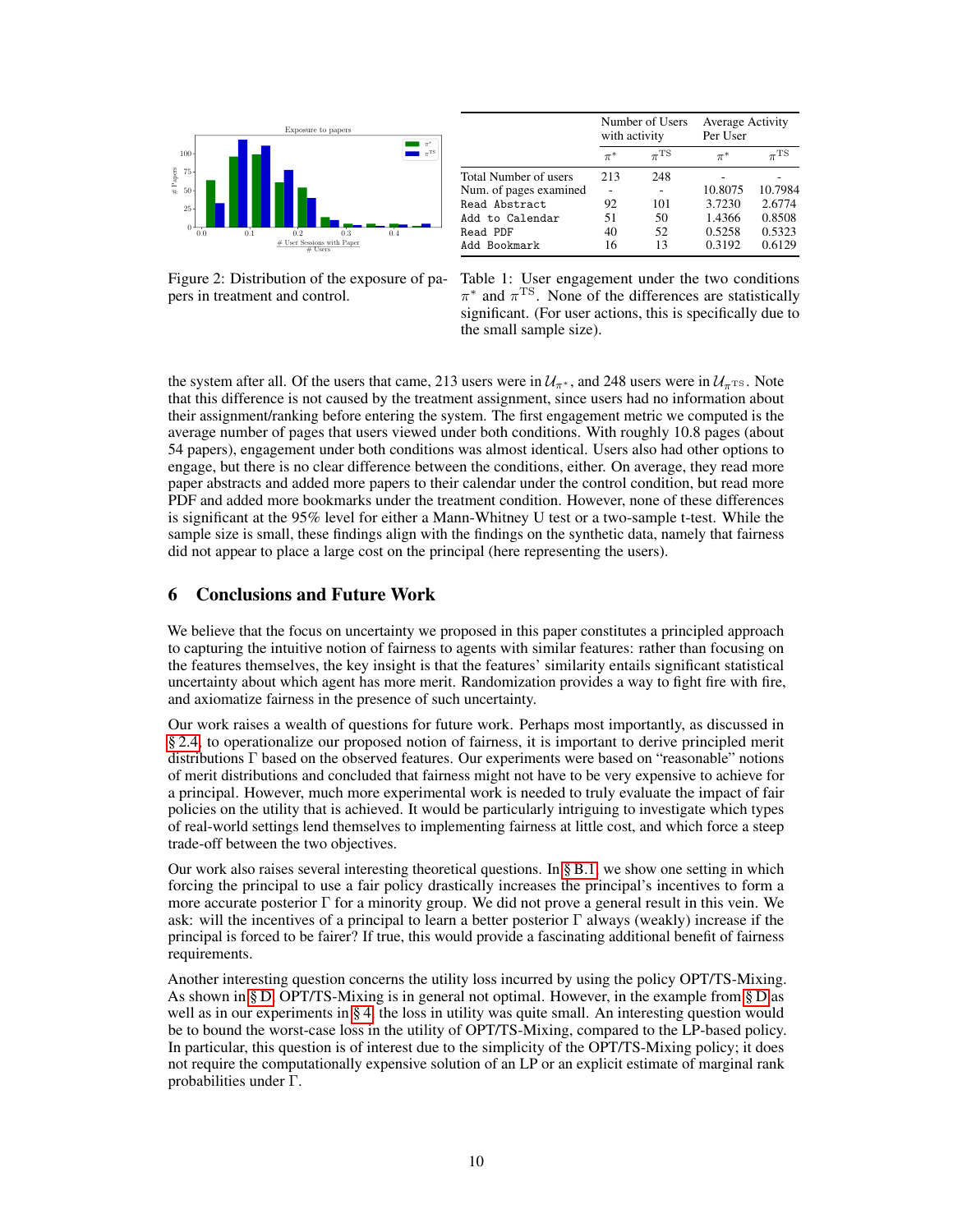Figure 2: Distribution of the exposure of papers in treatment and control.

| | Number of Users with activity | | Average Activity Per User | |
|---|---|---|---|---|
| | $\pi^*$ | $\pi^{\text{TS}}$ | $\pi^*$ | $\pi^{\text{TS}}$ |
| Total Number of users | 213 | 248 | - | - |
| Num. of pages examined | - | - | 10.8075 | 10.7984 |
| `Read Abstract` | 92 | 101 | 3.7230 | 2.6774 |
| `Add to Calendar` | 51 | 50 | 1.4366 | 0.8508 |
| `Read PDF` | 40 | 52 | 0.5258 | 0.5323 |
| `Add Bookmark` | 16 | 13 | 0.3192 | 0.6129 |

Table 1: User engagement under the two conditions $\pi^*$ and $\pi^{\text{TS}}$. None of the differences are statistically significant. (For user actions, this is specifically due to the small sample size).

the system after all. Of the users that came, 213 users were in $\mathcal{U}_{\pi^*}$, and 248 users were in $\mathcal{U}_{\pi^{\text{TS}}}$. Note that this difference is not caused by the treatment assignment, since users had no information about their assignment/ranking before entering the system. The first engagement metric we computed is the average number of pages that users viewed under both conditions. With roughly 10.8 pages (about 54 papers), engagement under both conditions was almost identical. Users also had other options to engage, but there is no clear difference between the conditions, either. On average, they read more paper abstracts and added more papers to their calendar under the control condition, but read more PDF and added more bookmarks under the treatment condition. However, none of these differences is significant at the 95% level for either a Mann-Whitney U test or a two-sample t-test. While the sample size is small, these findings align with the findings on the synthetic data, namely that fairness did not appear to place a large cost on the principal (here representing the users).

## 6 Conclusions and Future Work

We believe that the focus on uncertainty we proposed in this paper constitutes a principled approach to capturing the intuitive notion of fairness to agents with similar features: rather than focusing on the features themselves, the key insight is that the features' similarity entails significant statistical uncertainty about which agent has more merit. Randomization provides a way to fight fire with fire, and axiomatize fairness in the presence of such uncertainty.

Our work raises a wealth of questions for future work. Perhaps most importantly, as discussed in § 2.4, to operationalize our proposed notion of fairness, it is important to derive principled merit distributions $\Gamma$ based on the observed features. Our experiments were based on "reasonable" notions of merit distributions and concluded that fairness might not have to be very expensive to achieve for a principal. However, much more experimental work is needed to truly evaluate the impact of fair policies on the utility that is achieved. It would be particularly intriguing to investigate which types of real-world settings lend themselves to implementing fairness at little cost, and which force a steep trade-off between the two objectives.

Our work also raises several interesting theoretical questions. In § B.1, we show one setting in which forcing the principal to use a fair policy drastically increases the principal's incentives to form a more accurate posterior $\Gamma$ for a minority group. We did not prove a general result in this vein. We ask: will the incentives of a principal to learn a better posterior $\Gamma$ always (weakly) increase if the principal is forced to be fairer? If true, this would provide a fascinating additional benefit of fairness requirements.

Another interesting question concerns the utility loss incurred by using the policy OPT/TS-Mixing. As shown in § D, OPT/TS-Mixing is in general not optimal. However, in the example from § D as well as in our experiments in § 4, the loss in utility was quite small. An interesting question would be to bound the worst-case loss in the utility of OPT/TS-Mixing, compared to the LP-based policy. In particular, this question is of interest due to the simplicity of the OPT/TS-Mixing policy; it does not require the computationally expensive solution of an LP or an explicit estimate of marginal rank probabilities under $\Gamma$.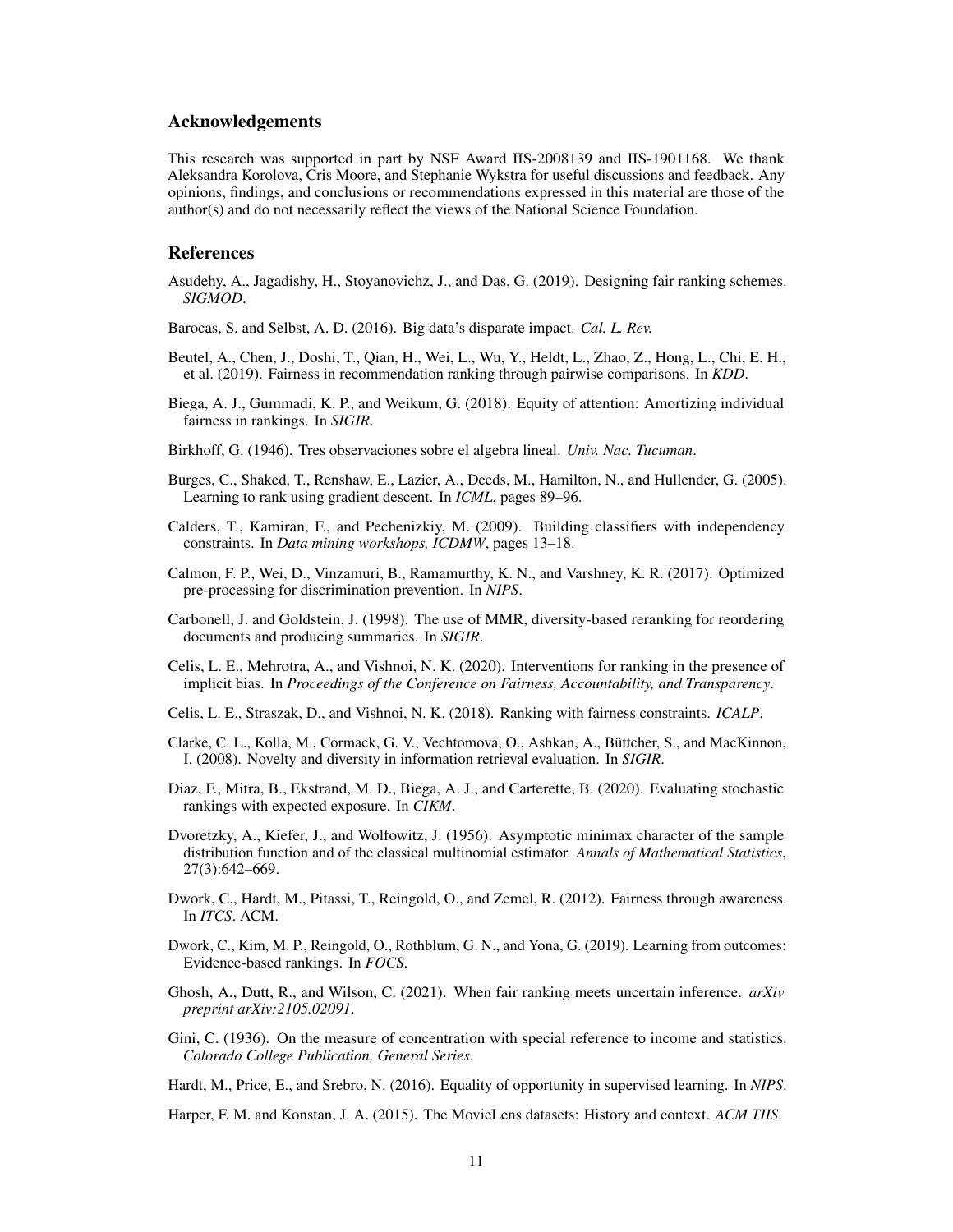## Acknowledgements

This research was supported in part by NSF Award IIS-2008139 and IIS-1901168. We thank Aleksandra Korolova, Cris Moore, and Stephanie Wykstra for useful discussions and feedback. Any opinions, findings, and conclusions or recommendations expressed in this material are those of the author(s) and do not necessarily reflect the views of the National Science Foundation.

## References

Asudehy, A., Jagadishy, H., Stoyanovichz, J., and Das, G. (2019). Designing fair ranking schemes. *SIGMOD*.

Barocas, S. and Selbst, A. D. (2016). Big data's disparate impact. *Cal. L. Rev.*

Beutel, A., Chen, J., Doshi, T., Qian, H., Wei, L., Wu, Y., Heldt, L., Zhao, Z., Hong, L., Chi, E. H., et al. (2019). Fairness in recommendation ranking through pairwise comparisons. In *KDD*.

Biega, A. J., Gummadi, K. P., and Weikum, G. (2018). Equity of attention: Amortizing individual fairness in rankings. In *SIGIR*.

Birkhoff, G. (1946). Tres observaciones sobre el algebra lineal. *Univ. Nac. Tucuman*.

Burges, C., Shaked, T., Renshaw, E., Lazier, A., Deeds, M., Hamilton, N., and Hullender, G. (2005). Learning to rank using gradient descent. In *ICML*, pages 89–96.

Calders, T., Kamiran, F., and Pechenizkiy, M. (2009). Building classifiers with independency constraints. In *Data mining workshops, ICDMW*, pages 13–18.

Calmon, F. P., Wei, D., Vinzamuri, B., Ramamurthy, K. N., and Varshney, K. R. (2017). Optimized pre-processing for discrimination prevention. In *NIPS*.

Carbonell, J. and Goldstein, J. (1998). The use of MMR, diversity-based reranking for reordering documents and producing summaries. In *SIGIR*.

Celis, L. E., Mehrotra, A., and Vishnoi, N. K. (2020). Interventions for ranking in the presence of implicit bias. In *Proceedings of the Conference on Fairness, Accountability, and Transparency*.

Celis, L. E., Straszak, D., and Vishnoi, N. K. (2018). Ranking with fairness constraints. *ICALP*.

Clarke, C. L., Kolla, M., Cormack, G. V., Vechtomova, O., Ashkan, A., Büttcher, S., and MacKinnon, I. (2008). Novelty and diversity in information retrieval evaluation. In *SIGIR*.

Diaz, F., Mitra, B., Ekstrand, M. D., Biega, A. J., and Carterette, B. (2020). Evaluating stochastic rankings with expected exposure. In *CIKM*.

Dvoretzky, A., Kiefer, J., and Wolfowitz, J. (1956). Asymptotic minimax character of the sample distribution function and of the classical multinomial estimator. *Annals of Mathematical Statistics*, 27(3):642–669.

Dwork, C., Hardt, M., Pitassi, T., Reingold, O., and Zemel, R. (2012). Fairness through awareness. In *ITCS*. ACM.

Dwork, C., Kim, M. P., Reingold, O., Rothblum, G. N., and Yona, G. (2019). Learning from outcomes: Evidence-based rankings. In *FOCS*.

Ghosh, A., Dutt, R., and Wilson, C. (2021). When fair ranking meets uncertain inference. *arXiv preprint arXiv:2105.02091*.

Gini, C. (1936). On the measure of concentration with special reference to income and statistics. *Colorado College Publication, General Series*.

Hardt, M., Price, E., and Srebro, N. (2016). Equality of opportunity in supervised learning. In *NIPS*.

Harper, F. M. and Konstan, J. A. (2015). The MovieLens datasets: History and context. *ACM TIIS*.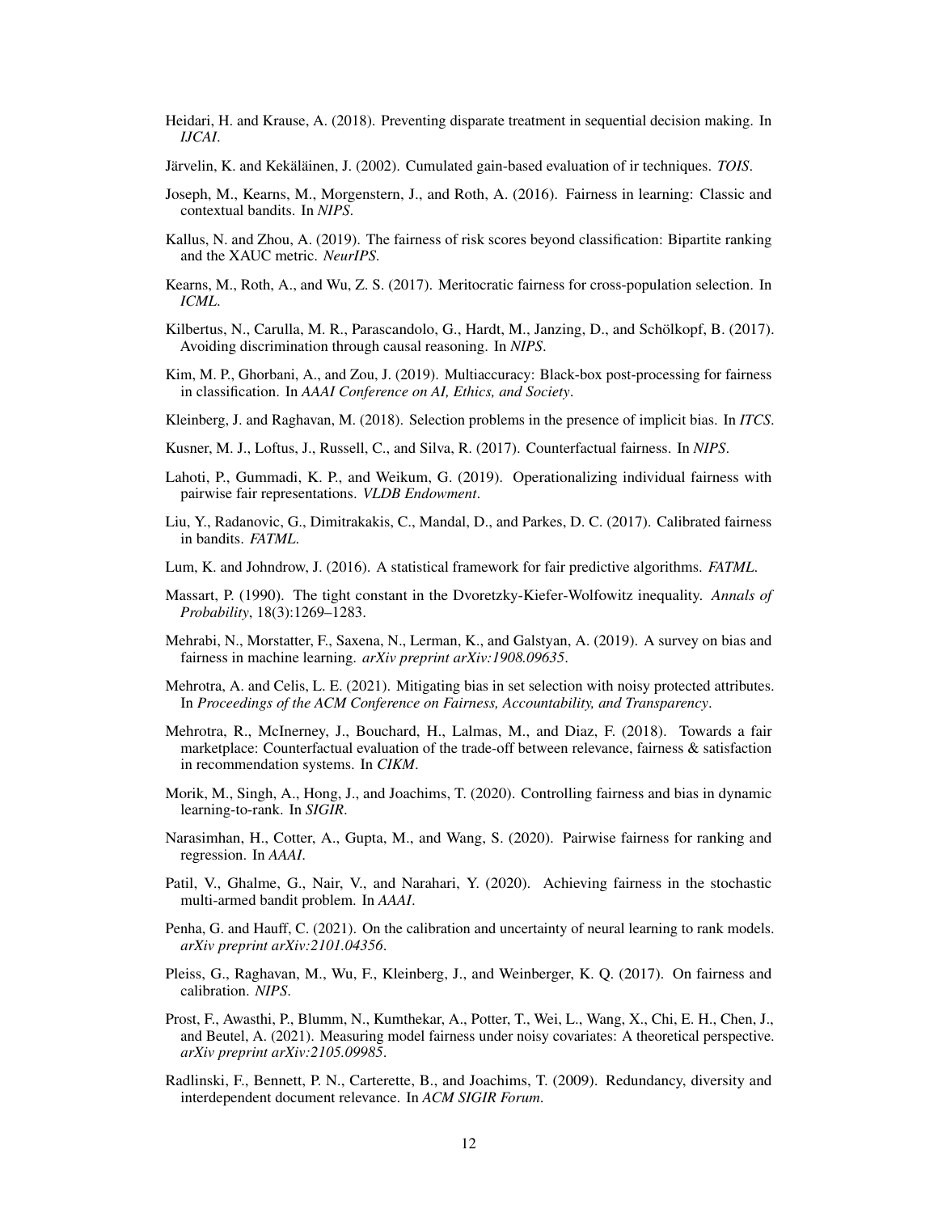Heidari, H. and Krause, A. (2018). Preventing disparate treatment in sequential decision making. In *IJCAI*.

Järvelin, K. and Kekäläinen, J. (2002). Cumulated gain-based evaluation of ir techniques. *TOIS*.

Joseph, M., Kearns, M., Morgenstern, J., and Roth, A. (2016). Fairness in learning: Classic and contextual bandits. In *NIPS*.

Kallus, N. and Zhou, A. (2019). The fairness of risk scores beyond classification: Bipartite ranking and the XAUC metric. *NeurIPS*.

Kearns, M., Roth, A., and Wu, Z. S. (2017). Meritocratic fairness for cross-population selection. In *ICML*.

Kilbertus, N., Carulla, M. R., Parascandolo, G., Hardt, M., Janzing, D., and Schölkopf, B. (2017). Avoiding discrimination through causal reasoning. In *NIPS*.

Kim, M. P., Ghorbani, A., and Zou, J. (2019). Multiaccuracy: Black-box post-processing for fairness in classification. In *AAAI Conference on AI, Ethics, and Society*.

Kleinberg, J. and Raghavan, M. (2018). Selection problems in the presence of implicit bias. In *ITCS*.

Kusner, M. J., Loftus, J., Russell, C., and Silva, R. (2017). Counterfactual fairness. In *NIPS*.

Lahoti, P., Gummadi, K. P., and Weikum, G. (2019). Operationalizing individual fairness with pairwise fair representations. *VLDB Endowment*.

Liu, Y., Radanovic, G., Dimitrakakis, C., Mandal, D., and Parkes, D. C. (2017). Calibrated fairness in bandits. *FATML*.

Lum, K. and Johndrow, J. (2016). A statistical framework for fair predictive algorithms. *FATML*.

Massart, P. (1990). The tight constant in the Dvoretzky-Kiefer-Wolfowitz inequality. *Annals of Probability*, 18(3):1269–1283.

Mehrabi, N., Morstatter, F., Saxena, N., Lerman, K., and Galstyan, A. (2019). A survey on bias and fairness in machine learning. *arXiv preprint arXiv:1908.09635*.

Mehrotra, A. and Celis, L. E. (2021). Mitigating bias in set selection with noisy protected attributes. In *Proceedings of the ACM Conference on Fairness, Accountability, and Transparency*.

Mehrotra, R., McInerney, J., Bouchard, H., Lalmas, M., and Diaz, F. (2018). Towards a fair marketplace: Counterfactual evaluation of the trade-off between relevance, fairness & satisfaction in recommendation systems. In *CIKM*.

Morik, M., Singh, A., Hong, J., and Joachims, T. (2020). Controlling fairness and bias in dynamic learning-to-rank. In *SIGIR*.

Narasimhan, H., Cotter, A., Gupta, M., and Wang, S. (2020). Pairwise fairness for ranking and regression. In *AAAI*.

Patil, V., Ghalme, G., Nair, V., and Narahari, Y. (2020). Achieving fairness in the stochastic multi-armed bandit problem. In *AAAI*.

Penha, G. and Hauff, C. (2021). On the calibration and uncertainty of neural learning to rank models. *arXiv preprint arXiv:2101.04356*.

Pleiss, G., Raghavan, M., Wu, F., Kleinberg, J., and Weinberger, K. Q. (2017). On fairness and calibration. *NIPS*.

Prost, F., Awasthi, P., Blumm, N., Kumthekar, A., Potter, T., Wei, L., Wang, X., Chi, E. H., Chen, J., and Beutel, A. (2021). Measuring model fairness under noisy covariates: A theoretical perspective. *arXiv preprint arXiv:2105.09985*.

Radlinski, F., Bennett, P. N., Carterette, B., and Joachims, T. (2009). Redundancy, diversity and interdependent document relevance. In *ACM SIGIR Forum*.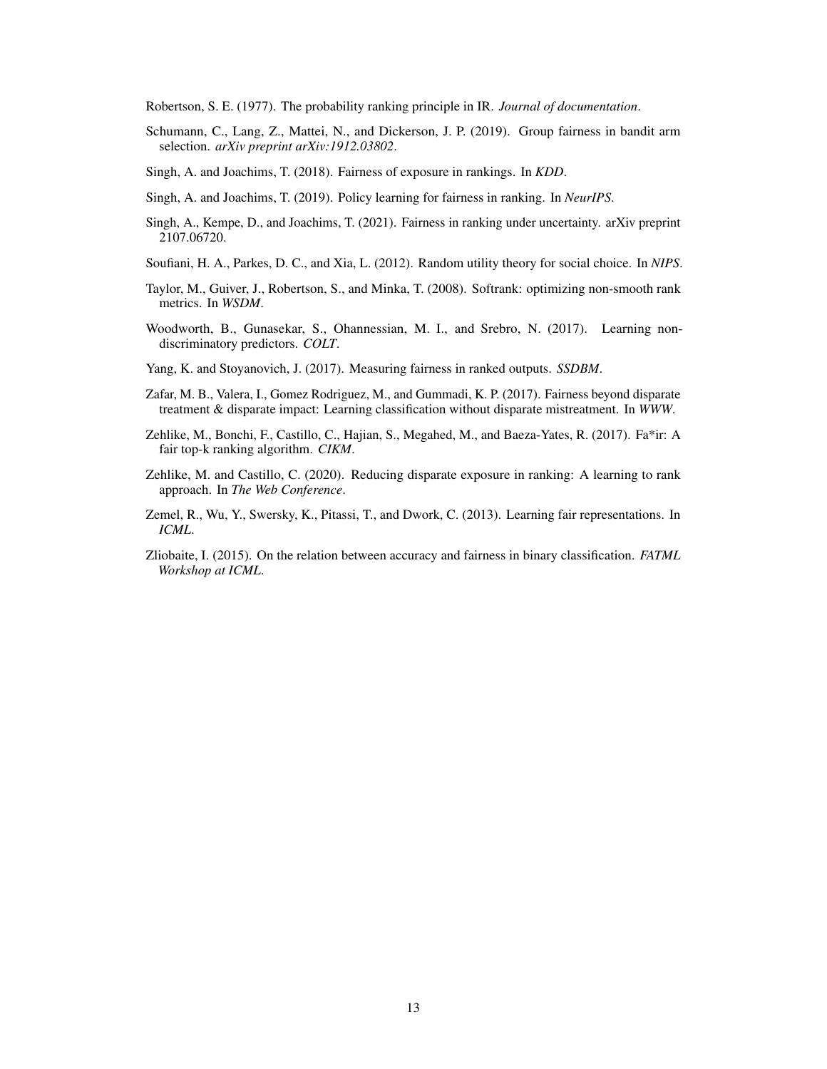Robertson, S. E. (1977). The probability ranking principle in IR. *Journal of documentation*.

Schumann, C., Lang, Z., Mattei, N., and Dickerson, J. P. (2019). Group fairness in bandit arm selection. *arXiv preprint arXiv:1912.03802*.

Singh, A. and Joachims, T. (2018). Fairness of exposure in rankings. In *KDD*.

Singh, A. and Joachims, T. (2019). Policy learning for fairness in ranking. In *NeurIPS*.

Singh, A., Kempe, D., and Joachims, T. (2021). Fairness in ranking under uncertainty. arXiv preprint 2107.06720.

Soufiani, H. A., Parkes, D. C., and Xia, L. (2012). Random utility theory for social choice. In *NIPS*.

Taylor, M., Guiver, J., Robertson, S., and Minka, T. (2008). Softrank: optimizing non-smooth rank metrics. In *WSDM*.

Woodworth, B., Gunasekar, S., Ohannessian, M. I., and Srebro, N. (2017). Learning non-discriminatory predictors. *COLT*.

Yang, K. and Stoyanovich, J. (2017). Measuring fairness in ranked outputs. *SSDBM*.

Zafar, M. B., Valera, I., Gomez Rodriguez, M., and Gummadi, K. P. (2017). Fairness beyond disparate treatment & disparate impact: Learning classification without disparate mistreatment. In *WWW*.

Zehlike, M., Bonchi, F., Castillo, C., Hajian, S., Megahed, M., and Baeza-Yates, R. (2017). Fa*ir: A fair top-k ranking algorithm. *CIKM*.

Zehlike, M. and Castillo, C. (2020). Reducing disparate exposure in ranking: A learning to rank approach. In *The Web Conference*.

Zemel, R., Wu, Y., Swersky, K., Pitassi, T., and Dwork, C. (2013). Learning fair representations. In *ICML*.

Zliobaite, I. (2015). On the relation between accuracy and fairness in binary classification. *FATML Workshop at ICML*.